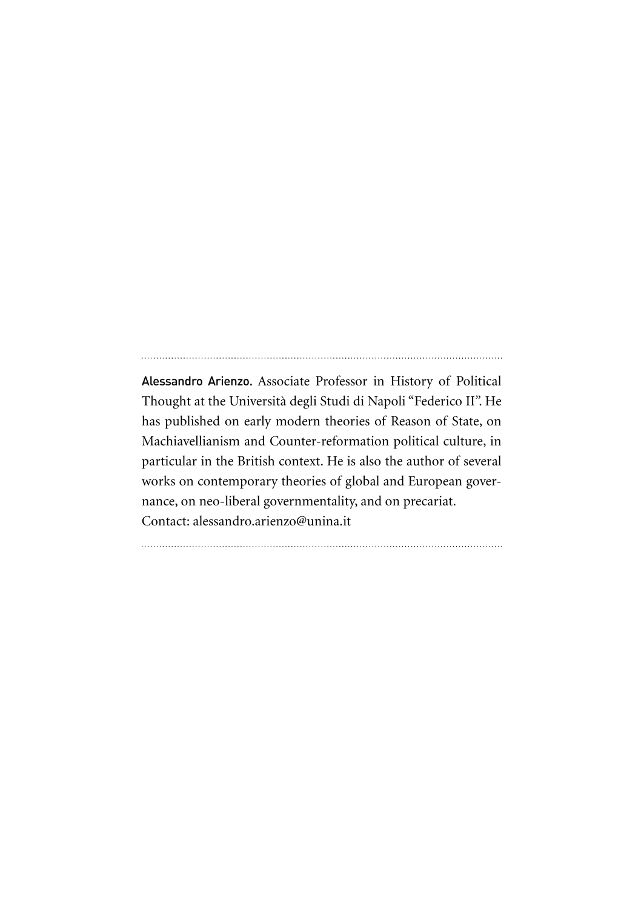**Alessandro Arienzo.** Associate Professor in History of Political Thought at the Università degli Studi di Napoli "Federico II". He has published on early modern theories of Reason of State, on Machiavellianism and Counter-reformation political culture, in particular in the British context. He is also the author of several works on contemporary theories of global and European governance, on neo-liberal governmentality, and on precariat.
Contact: alessandro.arienzo@unina.it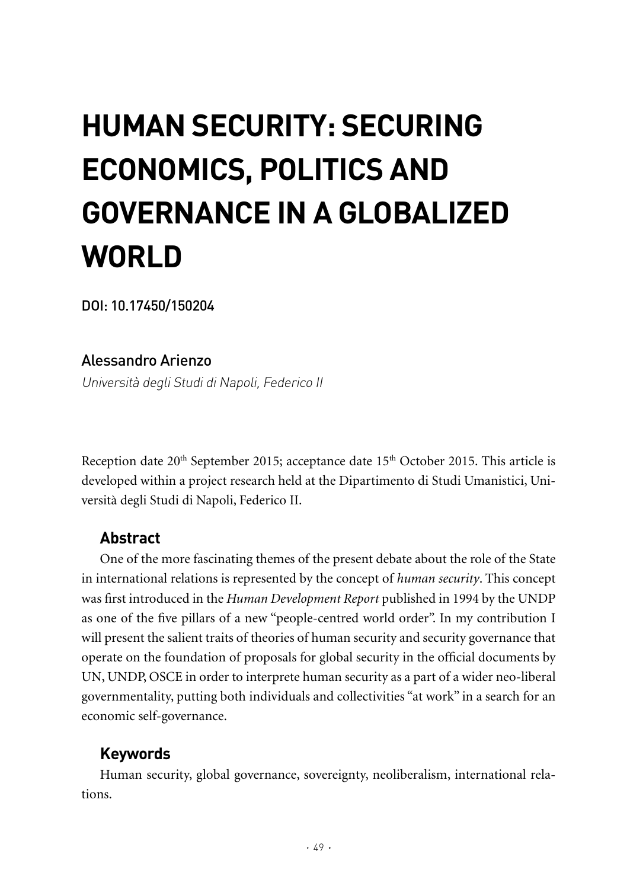# HUMAN SECURITY: SECURING ECONOMICS, POLITICS AND GOVERNANCE IN A GLOBALIZED WORLD

**DOI: 10.17450/150204**

Alessandro Arienzo

*Università degli Studi di Napoli, Federico II*

Reception date 20th September 2015; acceptance date 15th October 2015. This article is developed within a project research held at the Dipartimento di Studi Umanistici, Università degli Studi di Napoli, Federico II.

## Abstract

One of the more fascinating themes of the present debate about the role of the State in international relations is represented by the concept of *human security*. This concept was first introduced in the *Human Development Report* published in 1994 by the UNDP as one of the five pillars of a new "people-centred world order". In my contribution I will present the salient traits of theories of human security and security governance that operate on the foundation of proposals for global security in the official documents by UN, UNDP, OSCE in order to interprete human security as a part of a wider neo-liberal governmentality, putting both individuals and collectivities "at work" in a search for an economic self-governance.

## Keywords

Human security, global governance, sovereignty, neoliberalism, international relations.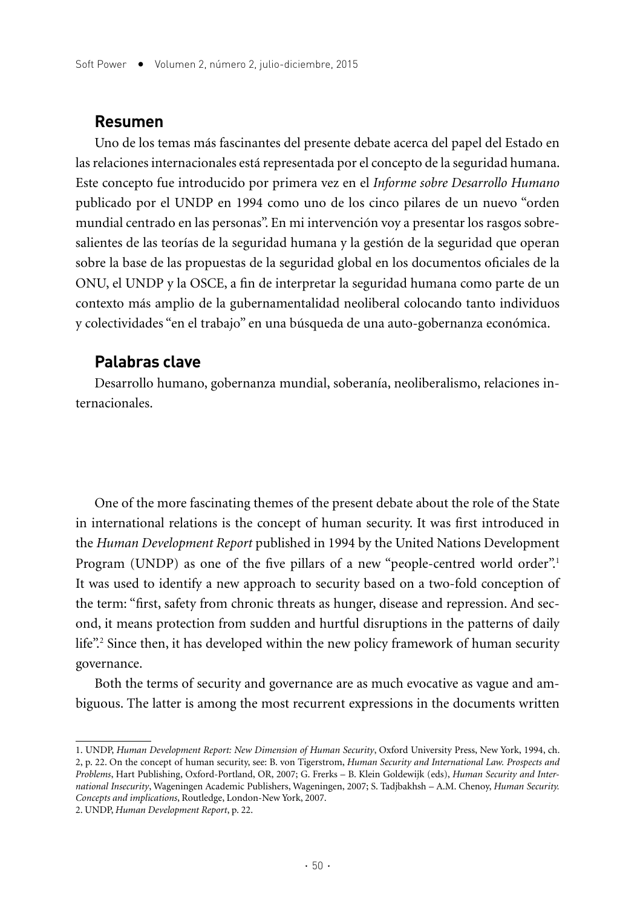## Resumen

Uno de los temas más fascinantes del presente debate acerca del papel del Estado en las relaciones internacionales está representada por el concepto de la seguridad humana. Este concepto fue introducido por primera vez en el *Informe sobre Desarrollo Humano* publicado por el UNDP en 1994 como uno de los cinco pilares de un nuevo "orden mundial centrado en las personas". En mi intervención voy a presentar los rasgos sobresalientes de las teorías de la seguridad humana y la gestión de la seguridad que operan sobre la base de las propuestas de la seguridad global en los documentos oficiales de la ONU, el UNDP y la OSCE, a fin de interpretar la seguridad humana como parte de un contexto más amplio de la gubernamentalidad neoliberal colocando tanto individuos y colectividades "en el trabajo" en una búsqueda de una auto-gobernanza económica.

## Palabras clave

Desarrollo humano, gobernanza mundial, soberanía, neoliberalismo, relaciones internacionales.

One of the more fascinating themes of the present debate about the role of the State in international relations is the concept of human security. It was first introduced in the *Human Development Report* published in 1994 by the United Nations Development Program (UNDP) as one of the five pillars of a new "people-centred world order".[1] It was used to identify a new approach to security based on a two-fold conception of the term: "first, safety from chronic threats as hunger, disease and repression. And second, it means protection from sudden and hurtful disruptions in the patterns of daily life".[2] Since then, it has developed within the new policy framework of human security governance.

Both the terms of security and governance are as much evocative as vague and ambiguous. The latter is among the most recurrent expressions in the documents written

1. UNDP, *Human Development Report: New Dimension of Human Security*, Oxford University Press, New York, 1994, ch. 2, p. 22. On the concept of human security, see: B. von Tigerstrom, *Human Security and International Law. Prospects and Problems*, Hart Publishing, Oxford-Portland, OR, 2007; G. Frerks – B. Klein Goldewijk (eds), *Human Security and International Insecurity*, Wageningen Academic Publishers, Wageningen, 2007; S. Tadjbakhsh – A.M. Chenoy, *Human Security. Concepts and implications*, Routledge, London-New York, 2007.

2. UNDP, *Human Development Report*, p. 22.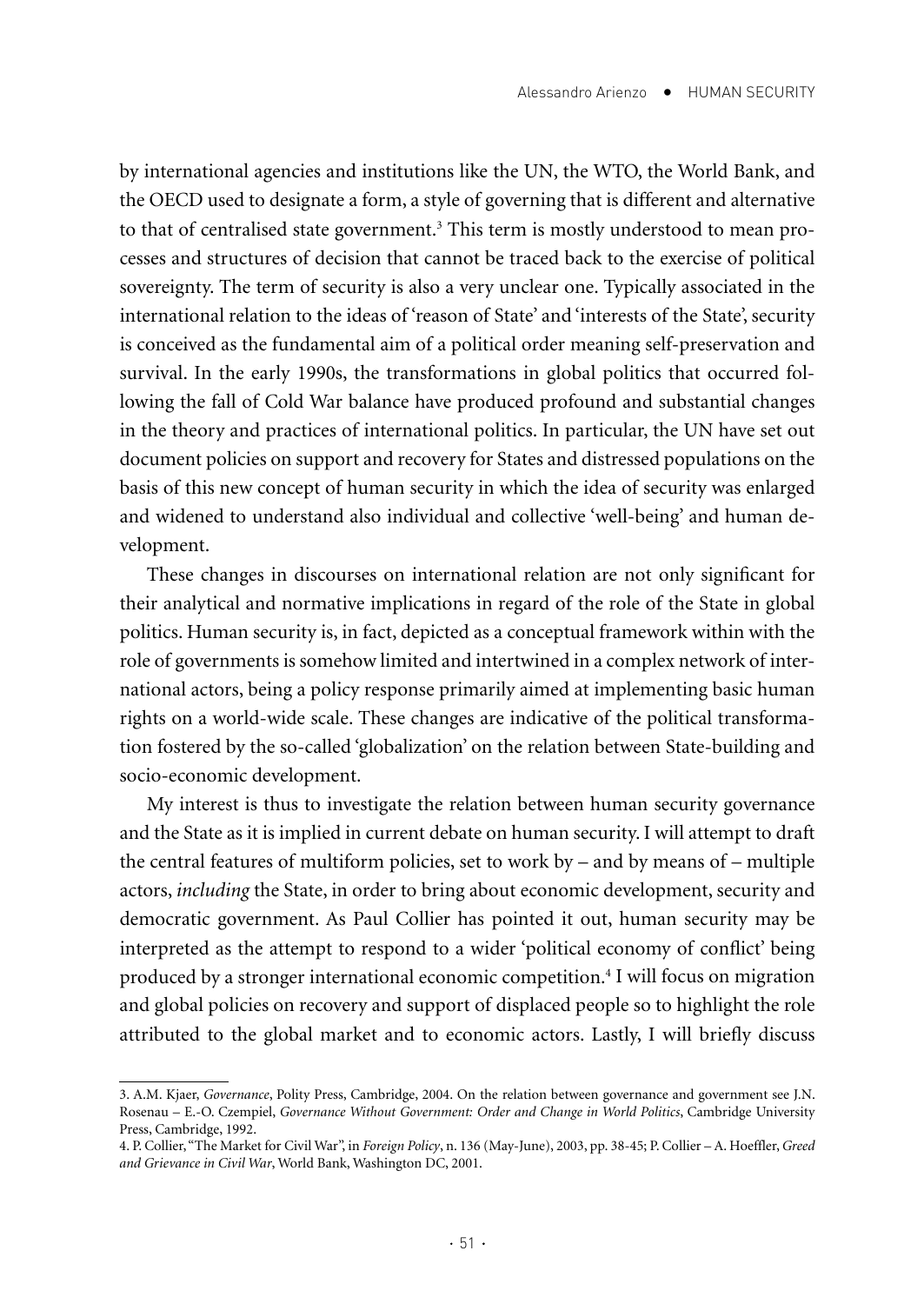by international agencies and institutions like the UN, the WTO, the World Bank, and the OECD used to designate a form, a style of governing that is different and alternative to that of centralised state government.[3] This term is mostly understood to mean processes and structures of decision that cannot be traced back to the exercise of political sovereignty. The term of security is also a very unclear one. Typically associated in the international relation to the ideas of 'reason of State' and 'interests of the State', security is conceived as the fundamental aim of a political order meaning self-preservation and survival. In the early 1990s, the transformations in global politics that occurred following the fall of Cold War balance have produced profound and substantial changes in the theory and practices of international politics. In particular, the UN have set out document policies on support and recovery for States and distressed populations on the basis of this new concept of human security in which the idea of security was enlarged and widened to understand also individual and collective 'well-being' and human development.

These changes in discourses on international relation are not only significant for their analytical and normative implications in regard of the role of the State in global politics. Human security is, in fact, depicted as a conceptual framework within with the role of governments is somehow limited and intertwined in a complex network of international actors, being a policy response primarily aimed at implementing basic human rights on a world-wide scale. These changes are indicative of the political transformation fostered by the so-called 'globalization' on the relation between State-building and socio-economic development.

My interest is thus to investigate the relation between human security governance and the State as it is implied in current debate on human security. I will attempt to draft the central features of multiform policies, set to work by – and by means of – multiple actors, *including* the State, in order to bring about economic development, security and democratic government. As Paul Collier has pointed it out, human security may be interpreted as the attempt to respond to a wider 'political economy of conflict' being produced by a stronger international economic competition.[4] I will focus on migration and global policies on recovery and support of displaced people so to highlight the role attributed to the global market and to economic actors. Lastly, I will briefly discuss

---

3. A.M. Kjaer, *Governance*, Polity Press, Cambridge, 2004. On the relation between governance and government see J.N. Rosenau – E.-O. Czempiel, *Governance Without Government: Order and Change in World Politics*, Cambridge University Press, Cambridge, 1992.

4. P. Collier, "The Market for Civil War", in *Foreign Policy*, n. 136 (May-June), 2003, pp. 38-45; P. Collier – A. Hoeffler, *Greed and Grievance in Civil War*, World Bank, Washington DC, 2001.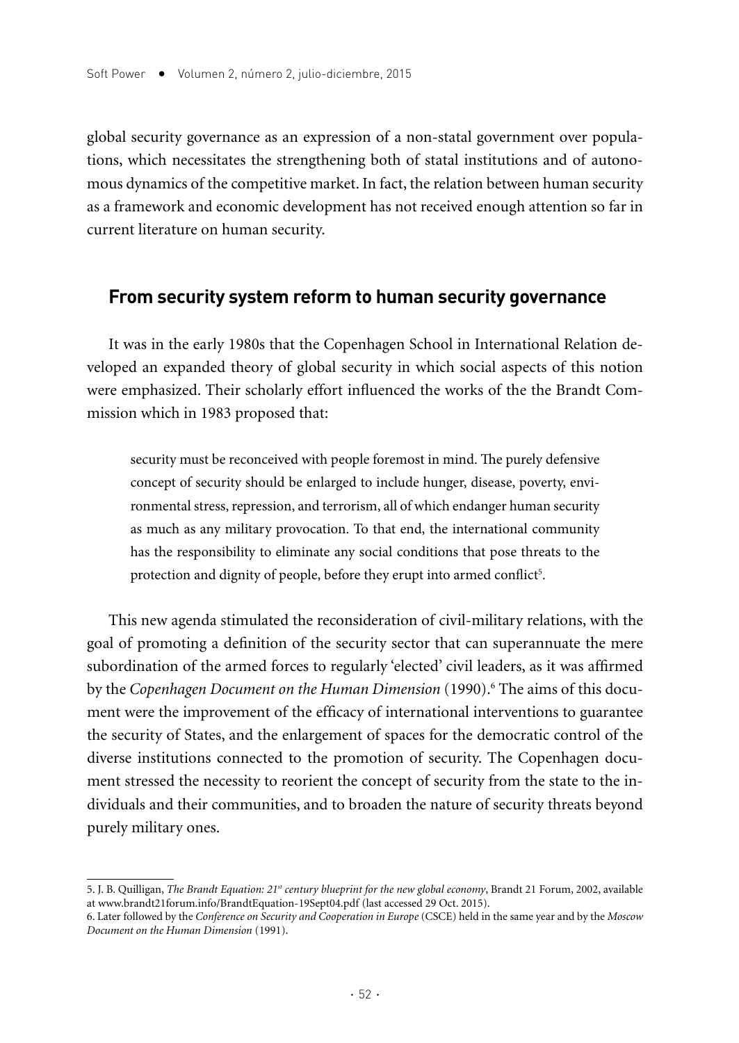global security governance as an expression of a non-statal government over populations, which necessitates the strengthening both of statal institutions and of autonomous dynamics of the competitive market. In fact, the relation between human security as a framework and economic development has not received enough attention so far in current literature on human security.

## From security system reform to human security governance

It was in the early 1980s that the Copenhagen School in International Relation developed an expanded theory of global security in which social aspects of this notion were emphasized. Their scholarly effort influenced the works of the the Brandt Commission which in 1983 proposed that:

> security must be reconceived with people foremost in mind. The purely defensive concept of security should be enlarged to include hunger, disease, poverty, environmental stress, repression, and terrorism, all of which endanger human security as much as any military provocation. To that end, the international community has the responsibility to eliminate any social conditions that pose threats to the protection and dignity of people, before they erupt into armed conflict[5].

This new agenda stimulated the reconsideration of civil-military relations, with the goal of promoting a definition of the security sector that can superannuate the mere subordination of the armed forces to regularly 'elected' civil leaders, as it was affirmed by the *Copenhagen Document on the Human Dimension* (1990).[6] The aims of this document were the improvement of the efficacy of international interventions to guarantee the security of States, and the enlargement of spaces for the democratic control of the diverse institutions connected to the promotion of security. The Copenhagen document stressed the necessity to reorient the concept of security from the state to the individuals and their communities, and to broaden the nature of security threats beyond purely military ones.

---

5. J. B. Quilligan, *The Brandt Equation: 21st century blueprint for the new global economy*, Brandt 21 Forum, 2002, available at www.brandt21forum.info/BrandtEquation-19Sept04.pdf (last accessed 29 Oct. 2015).

6. Later followed by the *Conference on Security and Cooperation in Europe* (CSCE) held in the same year and by the *Moscow Document on the Human Dimension* (1991).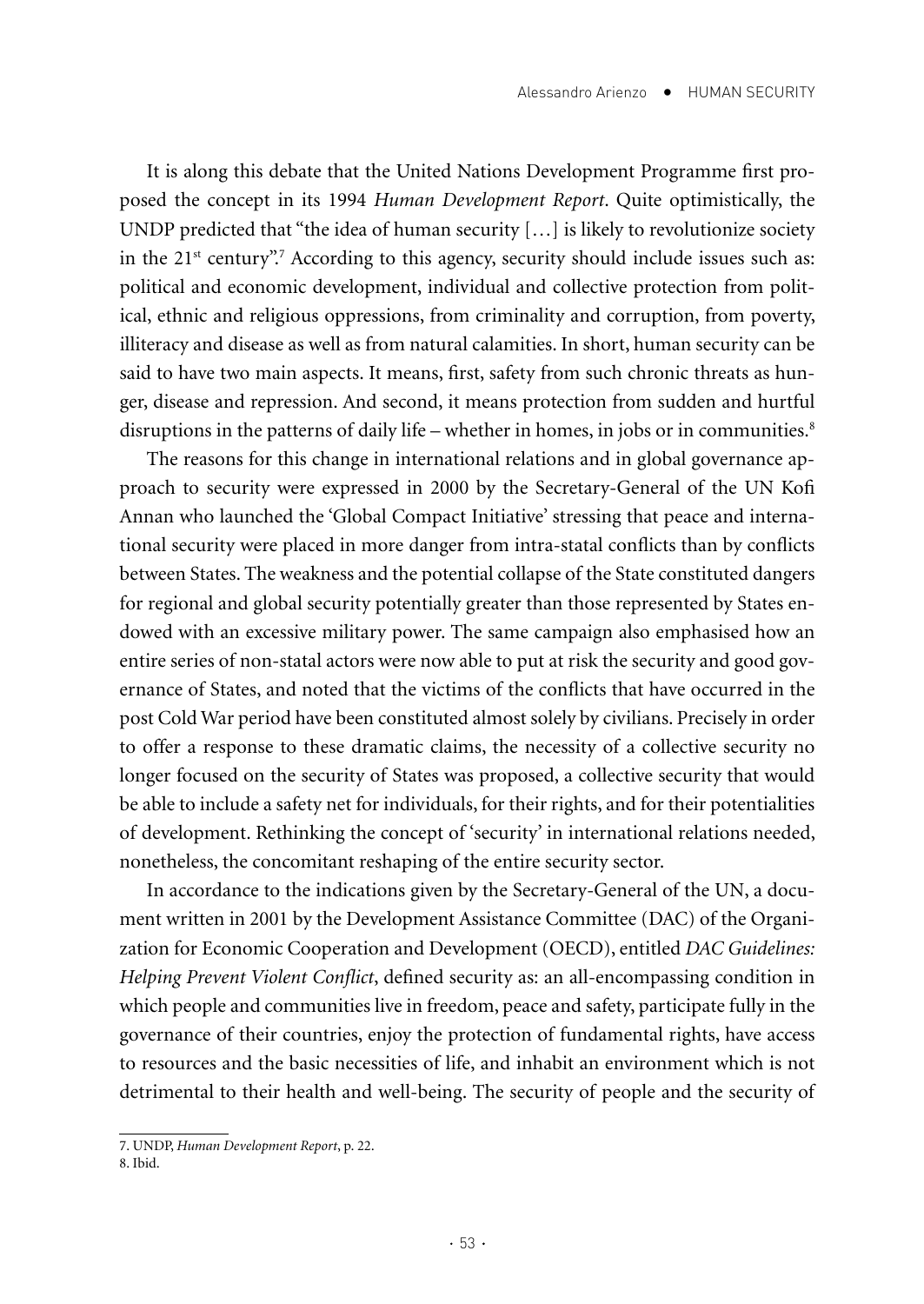It is along this debate that the United Nations Development Programme first proposed the concept in its 1994 *Human Development Report*. Quite optimistically, the UNDP predicted that "the idea of human security […] is likely to revolutionize society in the 21st century".[7] According to this agency, security should include issues such as: political and economic development, individual and collective protection from political, ethnic and religious oppressions, from criminality and corruption, from poverty, illiteracy and disease as well as from natural calamities. In short, human security can be said to have two main aspects. It means, first, safety from such chronic threats as hunger, disease and repression. And second, it means protection from sudden and hurtful disruptions in the patterns of daily life – whether in homes, in jobs or in communities.[8]

The reasons for this change in international relations and in global governance approach to security were expressed in 2000 by the Secretary-General of the UN Kofi Annan who launched the 'Global Compact Initiative' stressing that peace and international security were placed in more danger from intra-statal conflicts than by conflicts between States. The weakness and the potential collapse of the State constituted dangers for regional and global security potentially greater than those represented by States endowed with an excessive military power. The same campaign also emphasised how an entire series of non-statal actors were now able to put at risk the security and good governance of States, and noted that the victims of the conflicts that have occurred in the post Cold War period have been constituted almost solely by civilians. Precisely in order to offer a response to these dramatic claims, the necessity of a collective security no longer focused on the security of States was proposed, a collective security that would be able to include a safety net for individuals, for their rights, and for their potentialities of development. Rethinking the concept of 'security' in international relations needed, nonetheless, the concomitant reshaping of the entire security sector.

In accordance to the indications given by the Secretary-General of the UN, a document written in 2001 by the Development Assistance Committee (DAC) of the Organization for Economic Cooperation and Development (OECD), entitled *DAC Guidelines: Helping Prevent Violent Conflict*, defined security as: an all-encompassing condition in which people and communities live in freedom, peace and safety, participate fully in the governance of their countries, enjoy the protection of fundamental rights, have access to resources and the basic necessities of life, and inhabit an environment which is not detrimental to their health and well-being. The security of people and the security of

7. UNDP, *Human Development Report*, p. 22.
8. Ibid.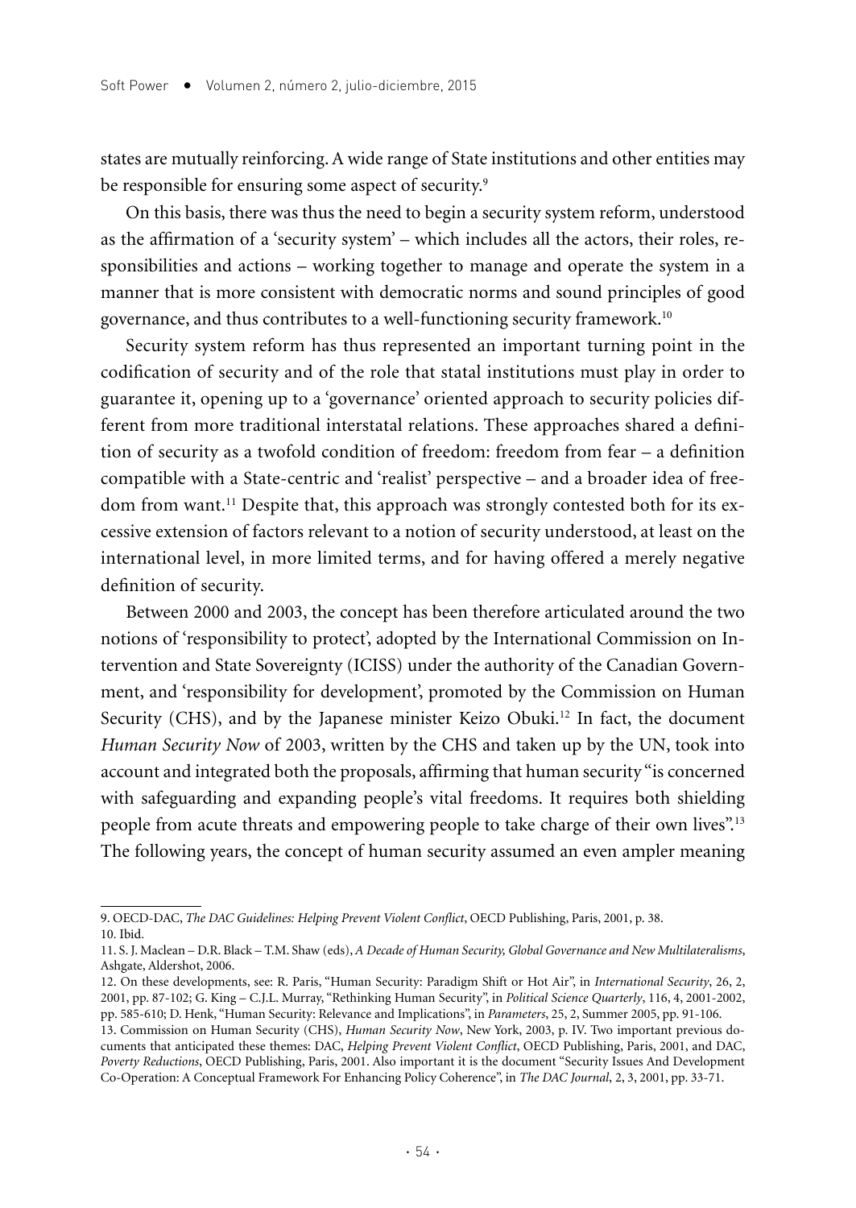states are mutually reinforcing. A wide range of State institutions and other entities may be responsible for ensuring some aspect of security.[9]

On this basis, there was thus the need to begin a security system reform, understood as the affirmation of a 'security system' – which includes all the actors, their roles, responsibilities and actions – working together to manage and operate the system in a manner that is more consistent with democratic norms and sound principles of good governance, and thus contributes to a well-functioning security framework.[10]

Security system reform has thus represented an important turning point in the codification of security and of the role that statal institutions must play in order to guarantee it, opening up to a 'governance' oriented approach to security policies different from more traditional interstatal relations. These approaches shared a definition of security as a twofold condition of freedom: freedom from fear – a definition compatible with a State-centric and 'realist' perspective – and a broader idea of freedom from want.[11] Despite that, this approach was strongly contested both for its excessive extension of factors relevant to a notion of security understood, at least on the international level, in more limited terms, and for having offered a merely negative definition of security.

Between 2000 and 2003, the concept has been therefore articulated around the two notions of 'responsibility to protect', adopted by the International Commission on Intervention and State Sovereignty (ICISS) under the authority of the Canadian Government, and 'responsibility for development', promoted by the Commission on Human Security (CHS), and by the Japanese minister Keizo Obuki.[12] In fact, the document *Human Security Now* of 2003, written by the CHS and taken up by the UN, took into account and integrated both the proposals, affirming that human security "is concerned with safeguarding and expanding people's vital freedoms. It requires both shielding people from acute threats and empowering people to take charge of their own lives".[13] The following years, the concept of human security assumed an even ampler meaning

9. OECD-DAC, *The DAC Guidelines: Helping Prevent Violent Conflict*, OECD Publishing, Paris, 2001, p. 38.

10. Ibid.

11. S. J. Maclean – D.R. Black – T.M. Shaw (eds), *A Decade of Human Security, Global Governance and New Multilateralisms*, Ashgate, Aldershot, 2006.

12. On these developments, see: R. Paris, "Human Security: Paradigm Shift or Hot Air", in *International Security*, 26, 2, 2001, pp. 87-102; G. King – C.J.L. Murray, "Rethinking Human Security", in *Political Science Quarterly*, 116, 4, 2001-2002, pp. 585-610; D. Henk, "Human Security: Relevance and Implications", in *Parameters*, 25, 2, Summer 2005, pp. 91-106.

13. Commission on Human Security (CHS), *Human Security Now*, New York, 2003, p. IV. Two important previous documents that anticipated these themes: DAC, *Helping Prevent Violent Conflict*, OECD Publishing, Paris, 2001, and DAC, *Poverty Reductions*, OECD Publishing, Paris, 2001. Also important it is the document "Security Issues And Development Co-Operation: A Conceptual Framework For Enhancing Policy Coherence", in *The DAC Journal*, 2, 3, 2001, pp. 33-71.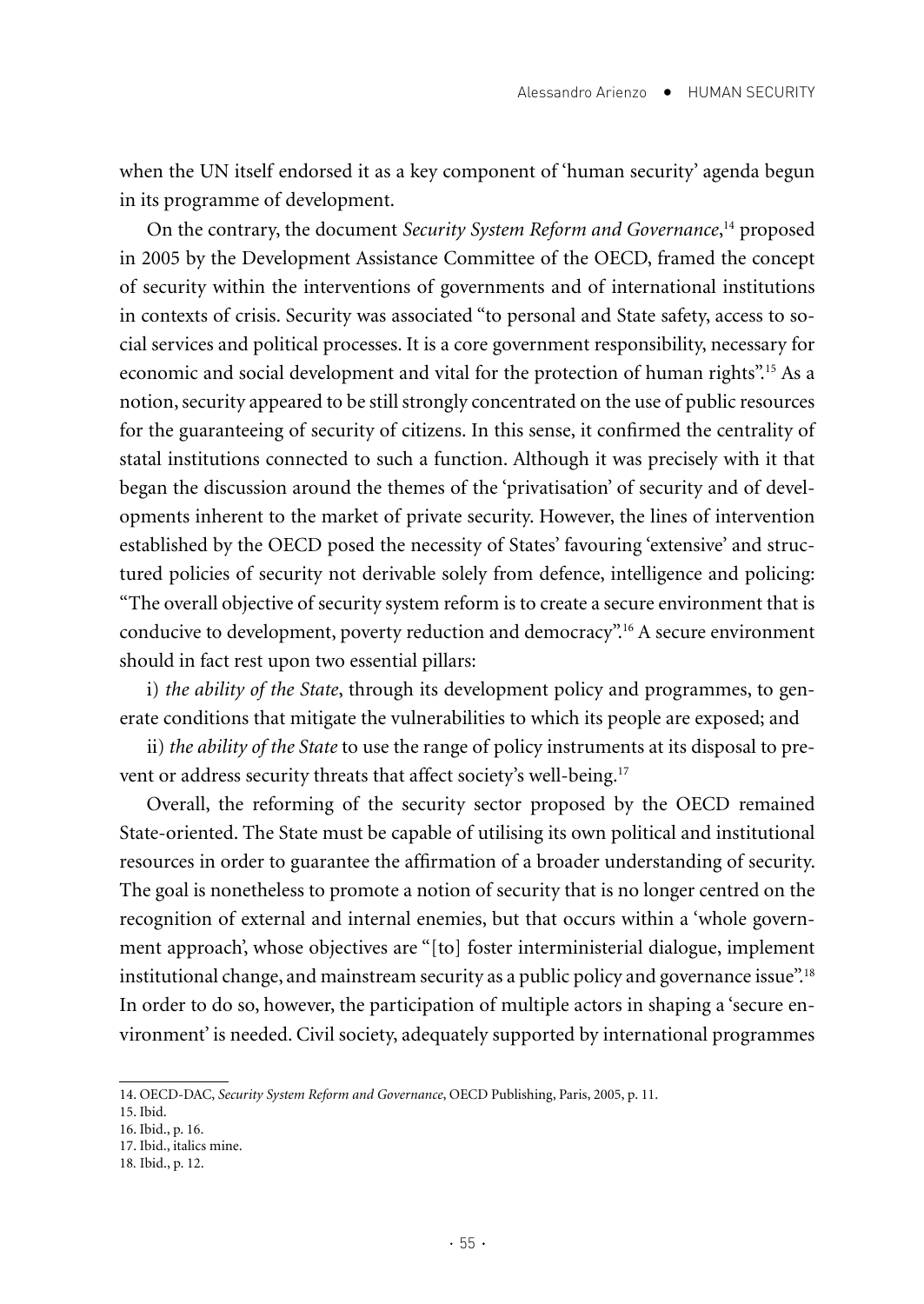when the UN itself endorsed it as a key component of 'human security' agenda begun in its programme of development.

On the contrary, the document *Security System Reform and Governance*,[14] proposed in 2005 by the Development Assistance Committee of the OECD, framed the concept of security within the interventions of governments and of international institutions in contexts of crisis. Security was associated "to personal and State safety, access to social services and political processes. It is a core government responsibility, necessary for economic and social development and vital for the protection of human rights".[15] As a notion, security appeared to be still strongly concentrated on the use of public resources for the guaranteeing of security of citizens. In this sense, it confirmed the centrality of statal institutions connected to such a function. Although it was precisely with it that began the discussion around the themes of the 'privatisation' of security and of developments inherent to the market of private security. However, the lines of intervention established by the OECD posed the necessity of States' favouring 'extensive' and structured policies of security not derivable solely from defence, intelligence and policing: "The overall objective of security system reform is to create a secure environment that is conducive to development, poverty reduction and democracy".[16] A secure environment should in fact rest upon two essential pillars:

i) *the ability of the State*, through its development policy and programmes, to generate conditions that mitigate the vulnerabilities to which its people are exposed; and

ii) *the ability of the State* to use the range of policy instruments at its disposal to prevent or address security threats that affect society's well-being.[17]

Overall, the reforming of the security sector proposed by the OECD remained State-oriented. The State must be capable of utilising its own political and institutional resources in order to guarantee the affirmation of a broader understanding of security. The goal is nonetheless to promote a notion of security that is no longer centred on the recognition of external and internal enemies, but that occurs within a 'whole government approach', whose objectives are "[to] foster interministerial dialogue, implement institutional change, and mainstream security as a public policy and governance issue".[18] In order to do so, however, the participation of multiple actors in shaping a 'secure environment' is needed. Civil society, adequately supported by international programmes

---

14. OECD-DAC, *Security System Reform and Governance*, OECD Publishing, Paris, 2005, p. 11.
15. Ibid.
16. Ibid., p. 16.
17. Ibid., italics mine.
18. Ibid., p. 12.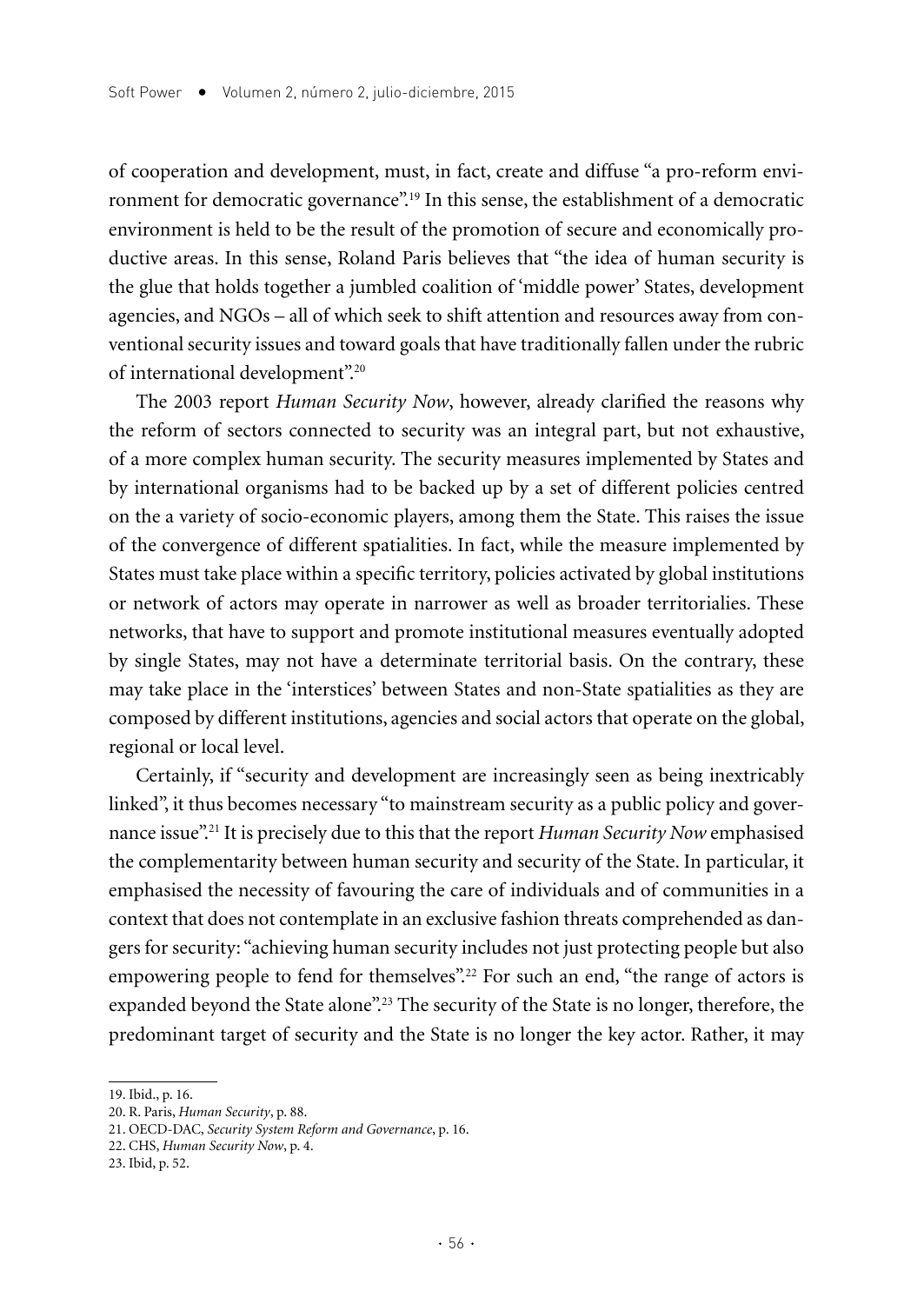of cooperation and development, must, in fact, create and diffuse "a pro-reform environment for democratic governance".[19] In this sense, the establishment of a democratic environment is held to be the result of the promotion of secure and economically productive areas. In this sense, Roland Paris believes that "the idea of human security is the glue that holds together a jumbled coalition of 'middle power' States, development agencies, and NGOs – all of which seek to shift attention and resources away from conventional security issues and toward goals that have traditionally fallen under the rubric of international development".[20]

The 2003 report *Human Security Now*, however, already clarified the reasons why the reform of sectors connected to security was an integral part, but not exhaustive, of a more complex human security. The security measures implemented by States and by international organisms had to be backed up by a set of different policies centred on the a variety of socio-economic players, among them the State. This raises the issue of the convergence of different spatialities. In fact, while the measure implemented by States must take place within a specific territory, policies activated by global institutions or network of actors may operate in narrower as well as broader territorialies. These networks, that have to support and promote institutional measures eventually adopted by single States, may not have a determinate territorial basis. On the contrary, these may take place in the 'interstices' between States and non-State spatialities as they are composed by different institutions, agencies and social actors that operate on the global, regional or local level.

Certainly, if "security and development are increasingly seen as being inextricably linked", it thus becomes necessary "to mainstream security as a public policy and governance issue".[21] It is precisely due to this that the report *Human Security Now* emphasised the complementarity between human security and security of the State. In particular, it emphasised the necessity of favouring the care of individuals and of communities in a context that does not contemplate in an exclusive fashion threats comprehended as dangers for security: "achieving human security includes not just protecting people but also empowering people to fend for themselves".[22] For such an end, "the range of actors is expanded beyond the State alone".[23] The security of the State is no longer, therefore, the predominant target of security and the State is no longer the key actor. Rather, it may

19. Ibid., p. 16.

20. R. Paris, *Human Security*, p. 88.

21. OECD-DAC, *Security System Reform and Governance*, p. 16.

22. CHS, *Human Security Now*, p. 4.

23. Ibid, p. 52.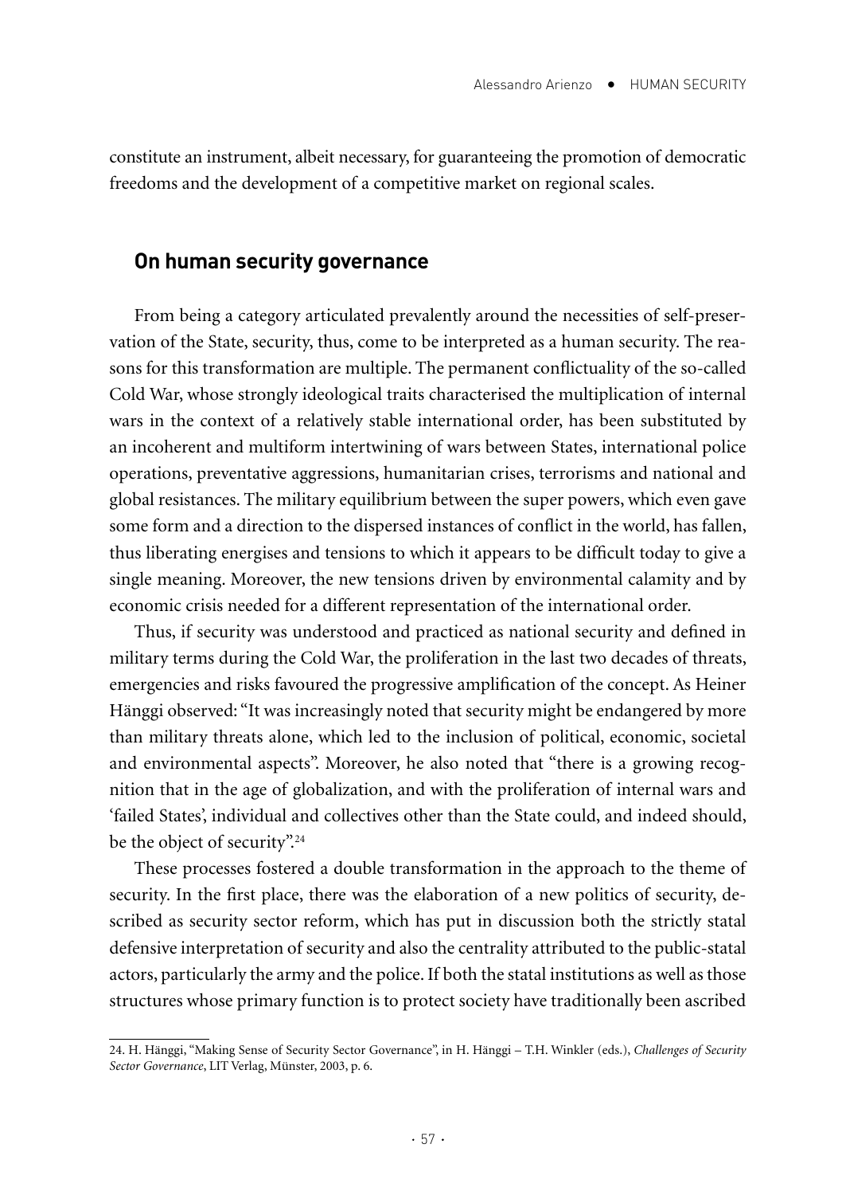constitute an instrument, albeit necessary, for guaranteeing the promotion of democratic freedoms and the development of a competitive market on regional scales.

## On human security governance

From being a category articulated prevalently around the necessities of self-preservation of the State, security, thus, come to be interpreted as a human security. The reasons for this transformation are multiple. The permanent conflictuality of the so-called Cold War, whose strongly ideological traits characterised the multiplication of internal wars in the context of a relatively stable international order, has been substituted by an incoherent and multiform intertwining of wars between States, international police operations, preventative aggressions, humanitarian crises, terrorisms and national and global resistances. The military equilibrium between the super powers, which even gave some form and a direction to the dispersed instances of conflict in the world, has fallen, thus liberating energises and tensions to which it appears to be difficult today to give a single meaning. Moreover, the new tensions driven by environmental calamity and by economic crisis needed for a different representation of the international order.

Thus, if security was understood and practiced as national security and defined in military terms during the Cold War, the proliferation in the last two decades of threats, emergencies and risks favoured the progressive amplification of the concept. As Heiner Hänggi observed: "It was increasingly noted that security might be endangered by more than military threats alone, which led to the inclusion of political, economic, societal and environmental aspects". Moreover, he also noted that "there is a growing recognition that in the age of globalization, and with the proliferation of internal wars and 'failed States', individual and collectives other than the State could, and indeed should, be the object of security".[24]

These processes fostered a double transformation in the approach to the theme of security. In the first place, there was the elaboration of a new politics of security, described as security sector reform, which has put in discussion both the strictly statal defensive interpretation of security and also the centrality attributed to the public-statal actors, particularly the army and the police. If both the statal institutions as well as those structures whose primary function is to protect society have traditionally been ascribed

24. H. Hänggi, "Making Sense of Security Sector Governance", in H. Hänggi – T.H. Winkler (eds.), *Challenges of Security Sector Governance*, LIT Verlag, Münster, 2003, p. 6.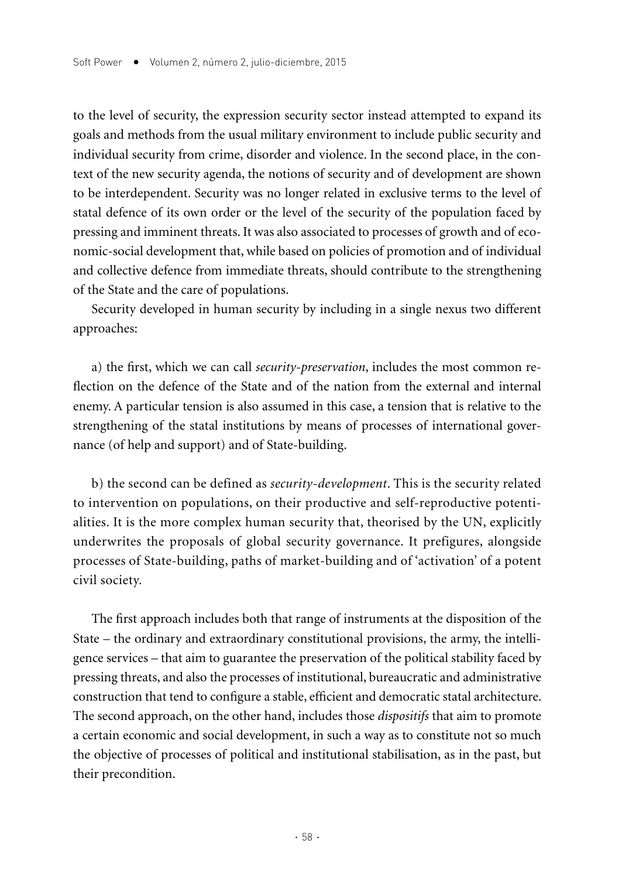to the level of security, the expression security sector instead attempted to expand its goals and methods from the usual military environment to include public security and individual security from crime, disorder and violence. In the second place, in the context of the new security agenda, the notions of security and of development are shown to be interdependent. Security was no longer related in exclusive terms to the level of statal defence of its own order or the level of the security of the population faced by pressing and imminent threats. It was also associated to processes of growth and of economic-social development that, while based on policies of promotion and of individual and collective defence from immediate threats, should contribute to the strengthening of the State and the care of populations.

Security developed in human security by including in a single nexus two different approaches:

a) the first, which we can call *security-preservation*, includes the most common reflection on the defence of the State and of the nation from the external and internal enemy. A particular tension is also assumed in this case, a tension that is relative to the strengthening of the statal institutions by means of processes of international governance (of help and support) and of State-building.

b) the second can be defined as *security-development*. This is the security related to intervention on populations, on their productive and self-reproductive potentialities. It is the more complex human security that, theorised by the UN, explicitly underwrites the proposals of global security governance. It prefigures, alongside processes of State-building, paths of market-building and of 'activation' of a potent civil society.

The first approach includes both that range of instruments at the disposition of the State – the ordinary and extraordinary constitutional provisions, the army, the intelligence services – that aim to guarantee the preservation of the political stability faced by pressing threats, and also the processes of institutional, bureaucratic and administrative construction that tend to configure a stable, efficient and democratic statal architecture. The second approach, on the other hand, includes those *dispositifs* that aim to promote a certain economic and social development, in such a way as to constitute not so much the objective of processes of political and institutional stabilisation, as in the past, but their precondition.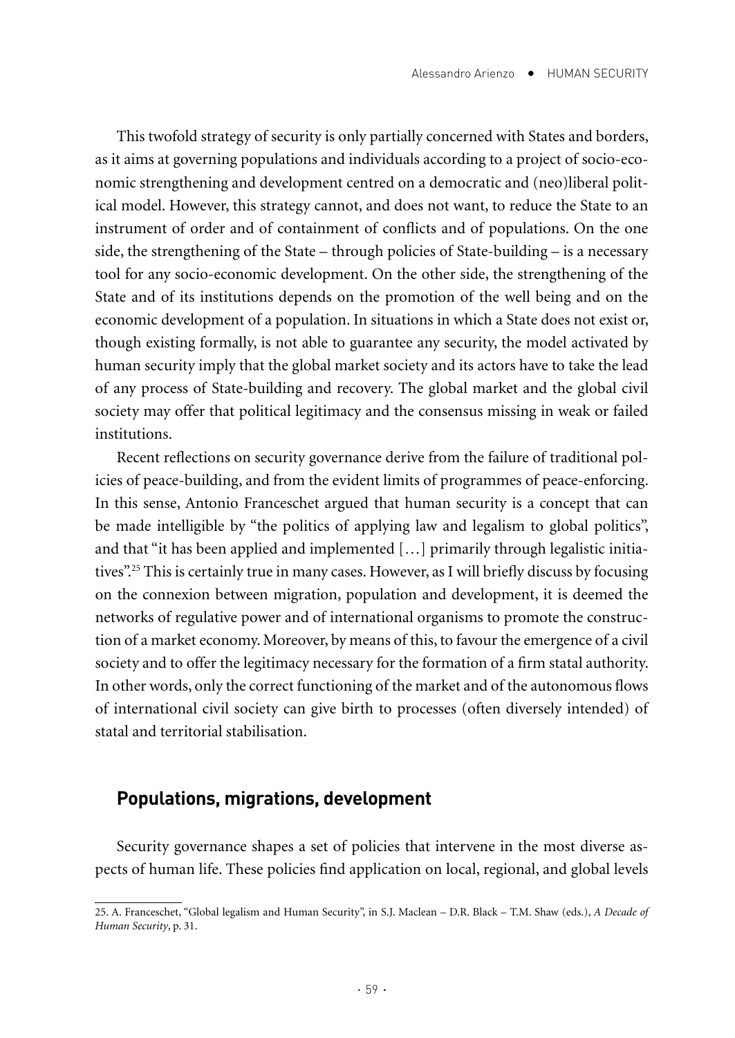This twofold strategy of security is only partially concerned with States and borders, as it aims at governing populations and individuals according to a project of socio-economic strengthening and development centred on a democratic and (neo)liberal political model. However, this strategy cannot, and does not want, to reduce the State to an instrument of order and of containment of conflicts and of populations. On the one side, the strengthening of the State – through policies of State-building – is a necessary tool for any socio-economic development. On the other side, the strengthening of the State and of its institutions depends on the promotion of the well being and on the economic development of a population. In situations in which a State does not exist or, though existing formally, is not able to guarantee any security, the model activated by human security imply that the global market society and its actors have to take the lead of any process of State-building and recovery. The global market and the global civil society may offer that political legitimacy and the consensus missing in weak or failed institutions.

Recent reflections on security governance derive from the failure of traditional policies of peace-building, and from the evident limits of programmes of peace-enforcing. In this sense, Antonio Franceschet argued that human security is a concept that can be made intelligible by "the politics of applying law and legalism to global politics", and that "it has been applied and implemented […] primarily through legalistic initiatives".[25] This is certainly true in many cases. However, as I will briefly discuss by focusing on the connexion between migration, population and development, it is deemed the networks of regulative power and of international organisms to promote the construction of a market economy. Moreover, by means of this, to favour the emergence of a civil society and to offer the legitimacy necessary for the formation of a firm statal authority. In other words, only the correct functioning of the market and of the autonomous flows of international civil society can give birth to processes (often diversely intended) of statal and territorial stabilisation.

## Populations, migrations, development

Security governance shapes a set of policies that intervene in the most diverse aspects of human life. These policies find application on local, regional, and global levels

---

25. A. Franceschet, "Global legalism and Human Security", in S.J. Maclean – D.R. Black – T.M. Shaw (eds.), *A Decade of Human Security*, p. 31.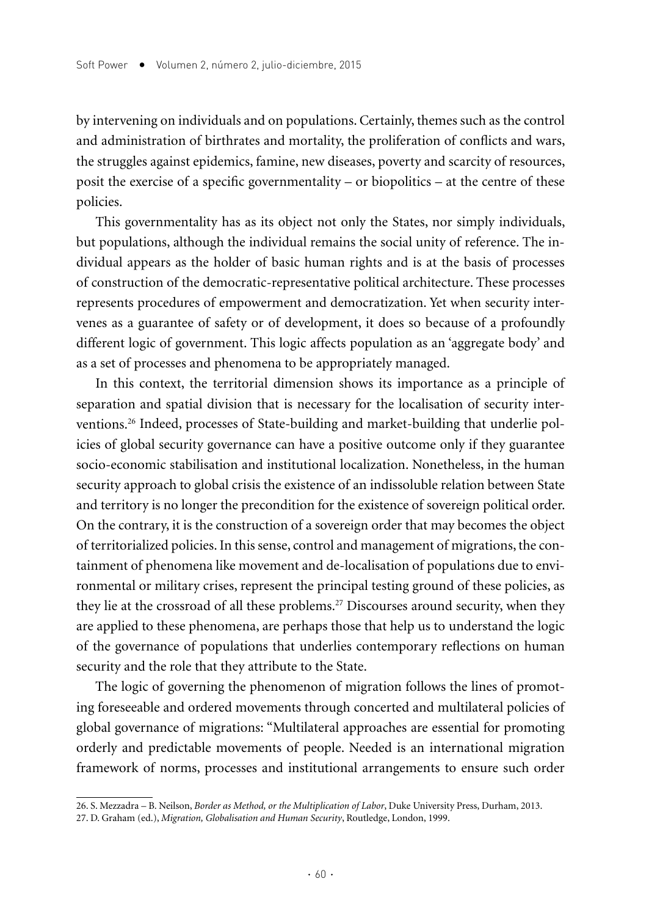by intervening on individuals and on populations. Certainly, themes such as the control and administration of birthrates and mortality, the proliferation of conflicts and wars, the struggles against epidemics, famine, new diseases, poverty and scarcity of resources, posit the exercise of a specific governmentality – or biopolitics – at the centre of these policies.

This governmentality has as its object not only the States, nor simply individuals, but populations, although the individual remains the social unity of reference. The individual appears as the holder of basic human rights and is at the basis of processes of construction of the democratic-representative political architecture. These processes represents procedures of empowerment and democratization. Yet when security intervenes as a guarantee of safety or of development, it does so because of a profoundly different logic of government. This logic affects population as an 'aggregate body' and as a set of processes and phenomena to be appropriately managed.

In this context, the territorial dimension shows its importance as a principle of separation and spatial division that is necessary for the localisation of security interventions.[26] Indeed, processes of State-building and market-building that underlie policies of global security governance can have a positive outcome only if they guarantee socio-economic stabilisation and institutional localization. Nonetheless, in the human security approach to global crisis the existence of an indissoluble relation between State and territory is no longer the precondition for the existence of sovereign political order. On the contrary, it is the construction of a sovereign order that may becomes the object of territorialized policies. In this sense, control and management of migrations, the containment of phenomena like movement and de-localisation of populations due to environmental or military crises, represent the principal testing ground of these policies, as they lie at the crossroad of all these problems.[27] Discourses around security, when they are applied to these phenomena, are perhaps those that help us to understand the logic of the governance of populations that underlies contemporary reflections on human security and the role that they attribute to the State.

The logic of governing the phenomenon of migration follows the lines of promoting foreseeable and ordered movements through concerted and multilateral policies of global governance of migrations: "Multilateral approaches are essential for promoting orderly and predictable movements of people. Needed is an international migration framework of norms, processes and institutional arrangements to ensure such order

26. S. Mezzadra – B. Neilson, *Border as Method, or the Multiplication of Labor*, Duke University Press, Durham, 2013.

27. D. Graham (ed.), *Migration, Globalisation and Human Security*, Routledge, London, 1999.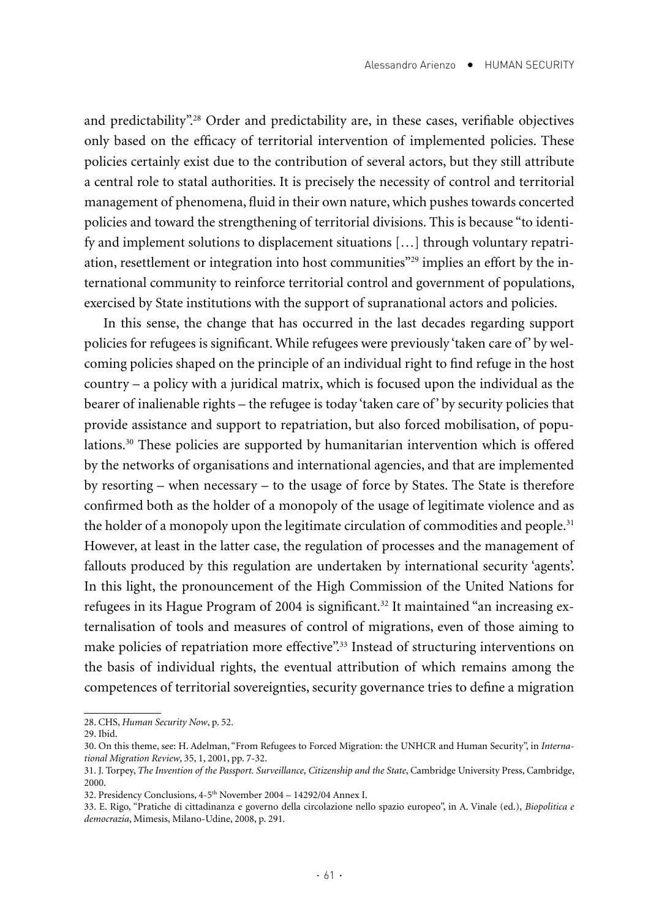and predictability".[28] Order and predictability are, in these cases, verifiable objectives only based on the efficacy of territorial intervention of implemented policies. These policies certainly exist due to the contribution of several actors, but they still attribute a central role to statal authorities. It is precisely the necessity of control and territorial management of phenomena, fluid in their own nature, which pushes towards concerted policies and toward the strengthening of territorial divisions. This is because "to identify and implement solutions to displacement situations […] through voluntary repatriation, resettlement or integration into host communities"[29] implies an effort by the international community to reinforce territorial control and government of populations, exercised by State institutions with the support of supranational actors and policies.

In this sense, the change that has occurred in the last decades regarding support policies for refugees is significant. While refugees were previously 'taken care of' by welcoming policies shaped on the principle of an individual right to find refuge in the host country – a policy with a juridical matrix, which is focused upon the individual as the bearer of inalienable rights – the refugee is today 'taken care of' by security policies that provide assistance and support to repatriation, but also forced mobilisation, of populations.[30] These policies are supported by humanitarian intervention which is offered by the networks of organisations and international agencies, and that are implemented by resorting – when necessary – to the usage of force by States. The State is therefore confirmed both as the holder of a monopoly of the usage of legitimate violence and as the holder of a monopoly upon the legitimate circulation of commodities and people.[31] However, at least in the latter case, the regulation of processes and the management of fallouts produced by this regulation are undertaken by international security 'agents'. In this light, the pronouncement of the High Commission of the United Nations for refugees in its Hague Program of 2004 is significant.[32] It maintained "an increasing externalisation of tools and measures of control of migrations, even of those aiming to make policies of repatriation more effective".[33] Instead of structuring interventions on the basis of individual rights, the eventual attribution of which remains among the competences of territorial sovereignties, security governance tries to define a migration

---

28. CHS, *Human Security Now*, p. 52.

29. Ibid.

30. On this theme, see: H. Adelman, "From Refugees to Forced Migration: the UNHCR and Human Security", in *International Migration Review*, 35, 1, 2001, pp. 7-32.

31. J. Torpey, *The Invention of the Passport. Surveillance, Citizenship and the State*, Cambridge University Press, Cambridge, 2000.

32. Presidency Conclusions, 4-5th November 2004 – 14292/04 Annex I.

33. E. Rigo, "Pratiche di cittadinanza e governo della circolazione nello spazio europeo", in A. Vinale (ed.), *Biopolitica e democrazia*, Mimesis, Milano-Udine, 2008, p. 291.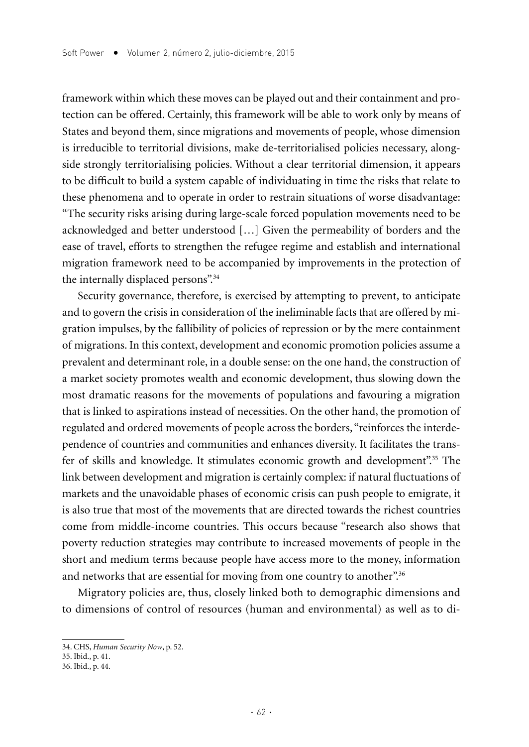framework within which these moves can be played out and their containment and protection can be offered. Certainly, this framework will be able to work only by means of States and beyond them, since migrations and movements of people, whose dimension is irreducible to territorial divisions, make de-territorialised policies necessary, alongside strongly territorialising policies. Without a clear territorial dimension, it appears to be difficult to build a system capable of individuating in time the risks that relate to these phenomena and to operate in order to restrain situations of worse disadvantage: "The security risks arising during large-scale forced population movements need to be acknowledged and better understood […] Given the permeability of borders and the ease of travel, efforts to strengthen the refugee regime and establish and international migration framework need to be accompanied by improvements in the protection of the internally displaced persons".[34]

Security governance, therefore, is exercised by attempting to prevent, to anticipate and to govern the crisis in consideration of the ineliminable facts that are offered by migration impulses, by the fallibility of policies of repression or by the mere containment of migrations. In this context, development and economic promotion policies assume a prevalent and determinant role, in a double sense: on the one hand, the construction of a market society promotes wealth and economic development, thus slowing down the most dramatic reasons for the movements of populations and favouring a migration that is linked to aspirations instead of necessities. On the other hand, the promotion of regulated and ordered movements of people across the borders, "reinforces the interdependence of countries and communities and enhances diversity. It facilitates the transfer of skills and knowledge. It stimulates economic growth and development".[35] The link between development and migration is certainly complex: if natural fluctuations of markets and the unavoidable phases of economic crisis can push people to emigrate, it is also true that most of the movements that are directed towards the richest countries come from middle-income countries. This occurs because "research also shows that poverty reduction strategies may contribute to increased movements of people in the short and medium terms because people have access more to the money, information and networks that are essential for moving from one country to another".[36]

Migratory policies are, thus, closely linked both to demographic dimensions and to dimensions of control of resources (human and environmental) as well as to di-

---

34. CHS, *Human Security Now*, p. 52.
35. Ibid., p. 41.
36. Ibid., p. 44.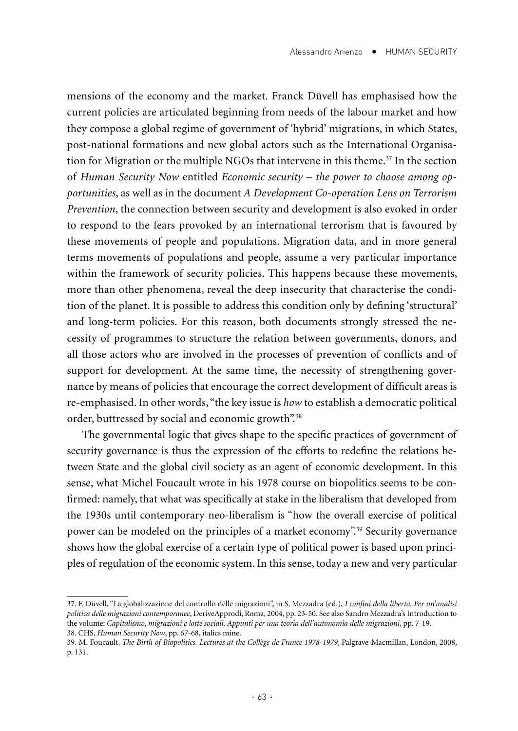mensions of the economy and the market. Franck Düvell has emphasised how the current policies are articulated beginning from needs of the labour market and how they compose a global regime of government of 'hybrid' migrations, in which States, post-national formations and new global actors such as the International Organisation for Migration or the multiple NGOs that intervene in this theme.[37] In the section of *Human Security Now* entitled *Economic security – the power to choose among opportunities*, as well as in the document *A Development Co-operation Lens on Terrorism Prevention*, the connection between security and development is also evoked in order to respond to the fears provoked by an international terrorism that is favoured by these movements of people and populations. Migration data, and in more general terms movements of populations and people, assume a very particular importance within the framework of security policies. This happens because these movements, more than other phenomena, reveal the deep insecurity that characterise the condition of the planet. It is possible to address this condition only by defining 'structural' and long-term policies. For this reason, both documents strongly stressed the necessity of programmes to structure the relation between governments, donors, and all those actors who are involved in the processes of prevention of conflicts and of support for development. At the same time, the necessity of strengthening governance by means of policies that encourage the correct development of difficult areas is re-emphasised. In other words, "the key issue is *how* to establish a democratic political order, buttressed by social and economic growth".[38]

The governmental logic that gives shape to the specific practices of government of security governance is thus the expression of the efforts to redefine the relations between State and the global civil society as an agent of economic development. In this sense, what Michel Foucault wrote in his 1978 course on biopolitics seems to be confirmed: namely, that what was specifically at stake in the liberalism that developed from the 1930s until contemporary neo-liberalism is "how the overall exercise of political power can be modeled on the principles of a market economy".[39] Security governance shows how the global exercise of a certain type of political power is based upon principles of regulation of the economic system. In this sense, today a new and very particular

37. F. Düvell, "La globalizzazione del controllo delle migrazioni", in S. Mezzadra (ed.), *I confini della libertà. Per un'analisi politica delle migrazioni contemporanee*, DeriveApprodi, Roma, 2004, pp. 23-50. See also Sandro Mezzadra's Introduction to the volume: *Capitalismo, migrazioni e lotte sociali. Appunti per una teoria dell'autonomia delle migrazioni*, pp. 7-19.

38. CHS, *Human Security Now*, pp. 67-68, italics mine.

39. M. Foucault, *The Birth of Biopolitics. Lectures at the Collège de France 1978-1979*, Palgrave-Macmillan, London, 2008, p. 131.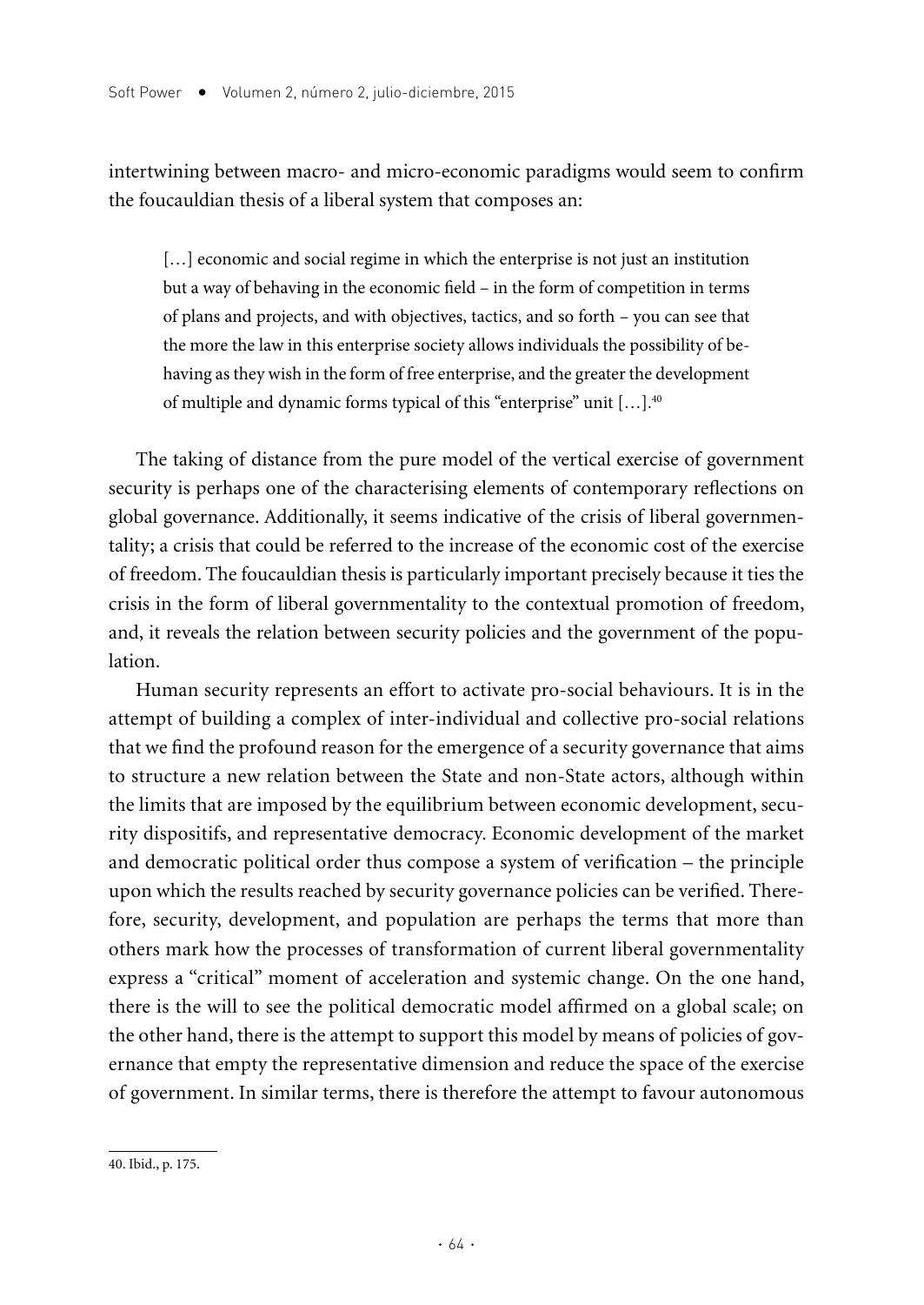intertwining between macro- and micro-economic paradigms would seem to confirm the foucauldian thesis of a liberal system that composes an:

> […] economic and social regime in which the enterprise is not just an institution but a way of behaving in the economic field – in the form of competition in terms of plans and projects, and with objectives, tactics, and so forth – you can see that the more the law in this enterprise society allows individuals the possibility of behaving as they wish in the form of free enterprise, and the greater the development of multiple and dynamic forms typical of this "enterprise" unit […].[40]

The taking of distance from the pure model of the vertical exercise of government security is perhaps one of the characterising elements of contemporary reflections on global governance. Additionally, it seems indicative of the crisis of liberal governmentality; a crisis that could be referred to the increase of the economic cost of the exercise of freedom. The foucauldian thesis is particularly important precisely because it ties the crisis in the form of liberal governmentality to the contextual promotion of freedom, and, it reveals the relation between security policies and the government of the population.

Human security represents an effort to activate pro-social behaviours. It is in the attempt of building a complex of inter-individual and collective pro-social relations that we find the profound reason for the emergence of a security governance that aims to structure a new relation between the State and non-State actors, although within the limits that are imposed by the equilibrium between economic development, security dispositifs, and representative democracy. Economic development of the market and democratic political order thus compose a system of verification – the principle upon which the results reached by security governance policies can be verified. Therefore, security, development, and population are perhaps the terms that more than others mark how the processes of transformation of current liberal governmentality express a "critical" moment of acceleration and systemic change. On the one hand, there is the will to see the political democratic model affirmed on a global scale; on the other hand, there is the attempt to support this model by means of policies of governance that empty the representative dimension and reduce the space of the exercise of government. In similar terms, there is therefore the attempt to favour autonomous

40. Ibid., p. 175.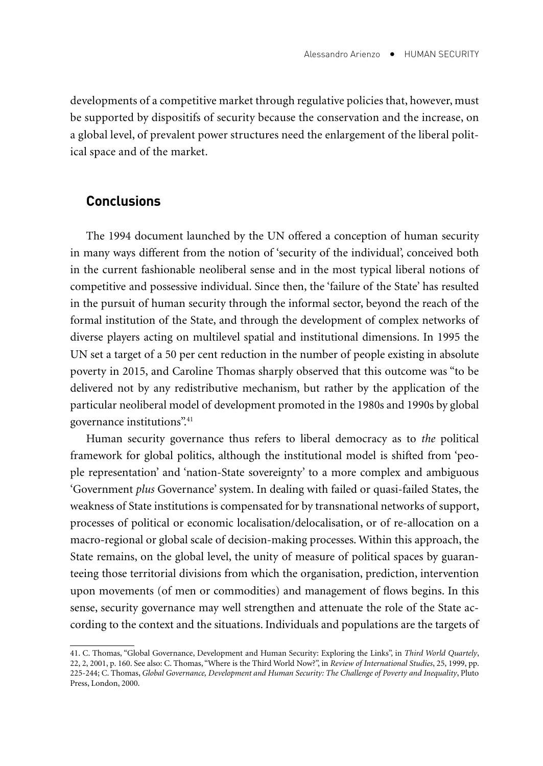developments of a competitive market through regulative policies that, however, must be supported by dispositifs of security because the conservation and the increase, on a global level, of prevalent power structures need the enlargement of the liberal political space and of the market.

## Conclusions

The 1994 document launched by the UN offered a conception of human security in many ways different from the notion of 'security of the individual', conceived both in the current fashionable neoliberal sense and in the most typical liberal notions of competitive and possessive individual. Since then, the 'failure of the State' has resulted in the pursuit of human security through the informal sector, beyond the reach of the formal institution of the State, and through the development of complex networks of diverse players acting on multilevel spatial and institutional dimensions. In 1995 the UN set a target of a 50 per cent reduction in the number of people existing in absolute poverty in 2015, and Caroline Thomas sharply observed that this outcome was "to be delivered not by any redistributive mechanism, but rather by the application of the particular neoliberal model of development promoted in the 1980s and 1990s by global governance institutions".[41]

Human security governance thus refers to liberal democracy as to *the* political framework for global politics, although the institutional model is shifted from 'people representation' and 'nation-State sovereignty' to a more complex and ambiguous 'Government *plus* Governance' system. In dealing with failed or quasi-failed States, the weakness of State institutions is compensated for by transnational networks of support, processes of political or economic localisation/delocalisation, or of re-allocation on a macro-regional or global scale of decision-making processes. Within this approach, the State remains, on the global level, the unity of measure of political spaces by guaranteeing those territorial divisions from which the organisation, prediction, intervention upon movements (of men or commodities) and management of flows begins. In this sense, security governance may well strengthen and attenuate the role of the State according to the context and the situations. Individuals and populations are the targets of

---

41. C. Thomas, "Global Governance, Development and Human Security: Exploring the Links", in *Third World Quartely*, 22, 2, 2001, p. 160. See also: C. Thomas, "Where is the Third World Now?", in *Review of International Studies*, 25, 1999, pp. 225-244; C. Thomas, *Global Governance, Development and Human Security: The Challenge of Poverty and Inequality*, Pluto Press, London, 2000.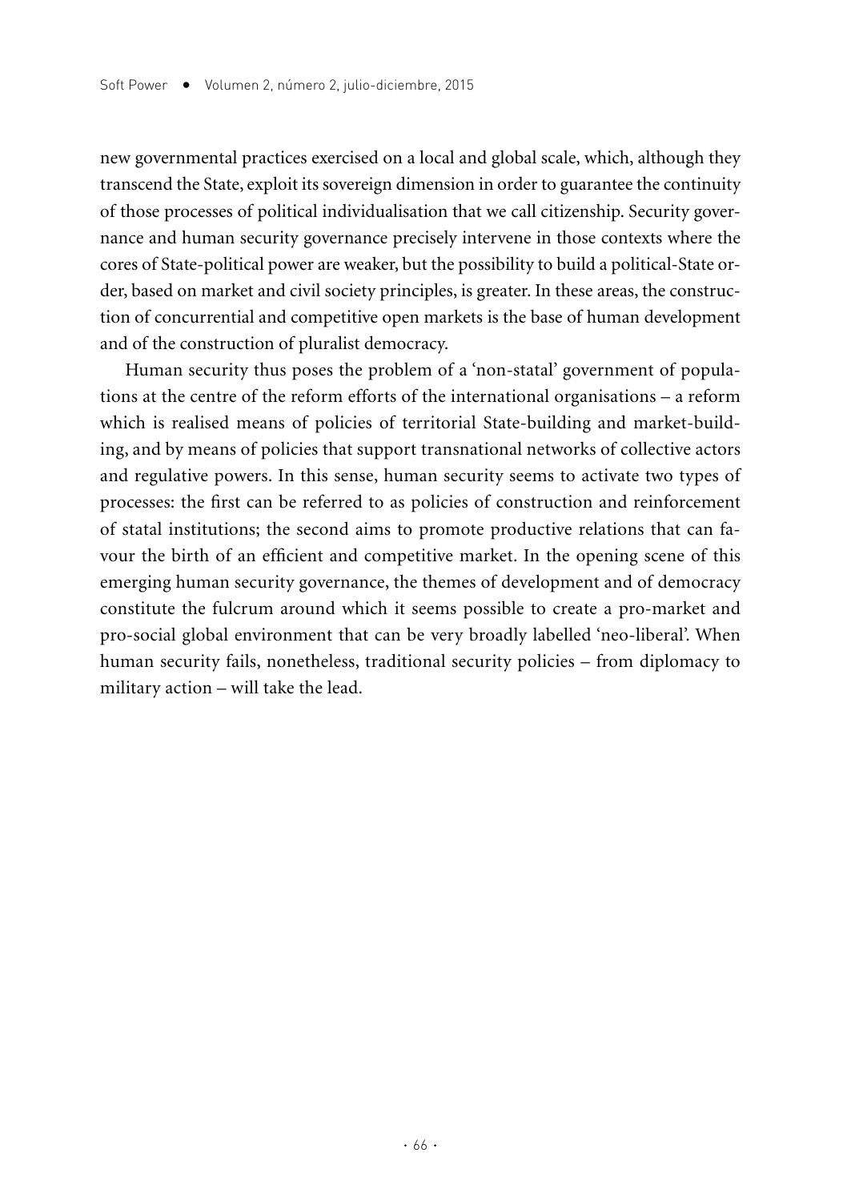new governmental practices exercised on a local and global scale, which, although they transcend the State, exploit its sovereign dimension in order to guarantee the continuity of those processes of political individualisation that we call citizenship. Security governance and human security governance precisely intervene in those contexts where the cores of State-political power are weaker, but the possibility to build a political-State order, based on market and civil society principles, is greater. In these areas, the construction of concurrential and competitive open markets is the base of human development and of the construction of pluralist democracy.

Human security thus poses the problem of a 'non-statal' government of populations at the centre of the reform efforts of the international organisations – a reform which is realised means of policies of territorial State-building and market-building, and by means of policies that support transnational networks of collective actors and regulative powers. In this sense, human security seems to activate two types of processes: the first can be referred to as policies of construction and reinforcement of statal institutions; the second aims to promote productive relations that can favour the birth of an efficient and competitive market. In the opening scene of this emerging human security governance, the themes of development and of democracy constitute the fulcrum around which it seems possible to create a pro-market and pro-social global environment that can be very broadly labelled 'neo-liberal'. When human security fails, nonetheless, traditional security policies – from diplomacy to military action – will take the lead.